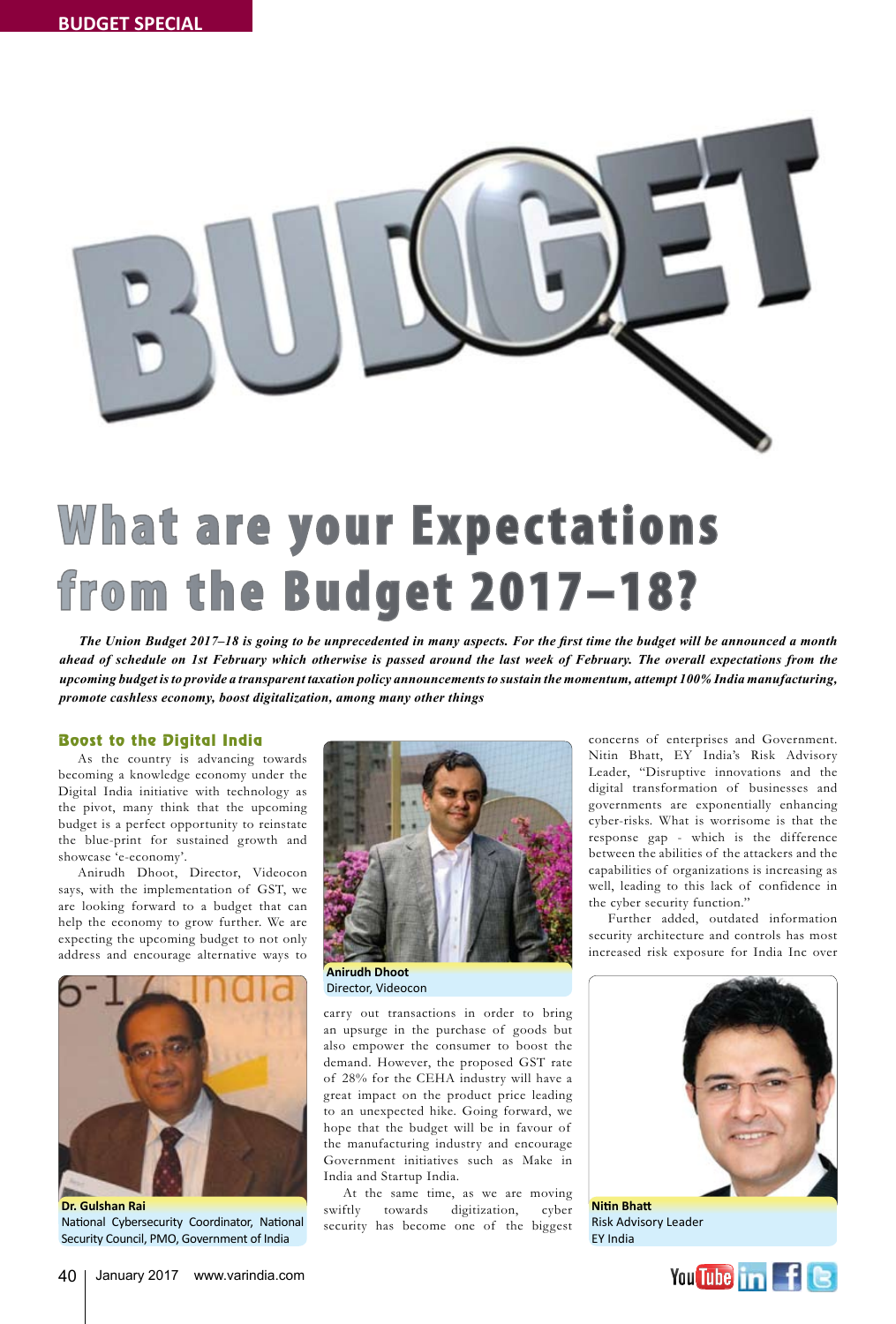# What are your Expectations from the Budget 2017–18?

***The Union Budget 2017–18 is going to be unprecedented in many aspects. For the first time the budget will be announced a month ahead of schedule on 1st February which otherwise is passed around the last week of February. The overall expectations from the upcoming budget is to provide a transparent taxation policy announcements to sustain the momentum, attempt 100% India manufacturing, promote cashless economy, boost digitalization, among many other things***

## Boost to the Digital India

As the country is advancing towards becoming a knowledge economy under the Digital India initiative with technology as the pivot, many think that the upcoming budget is a perfect opportunity to reinstate the blue-print for sustained growth and showcase 'e-economy'.

Anirudh Dhoot, Director, Videocon says, with the implementation of GST, we are looking forward to a budget that can help the economy to grow further. We are expecting the upcoming budget to not only address and encourage alternative ways to carry out transactions in order to bring an upsurge in the purchase of goods but also empower the consumer to boost the demand. However, the proposed GST rate of 28% for the CEHA industry will have a great impact on the product price leading to an unexpected hike. Going forward, we hope that the budget will be in favour of the manufacturing industry and encourage Government initiatives such as Make in India and Startup India.

**Anirudh Dhoot**
Director, Videocon

**Dr. Gulshan Rai**
National Cybersecurity Coordinator, National Security Council, PMO, Government of India

At the same time, as we are moving swiftly towards digitization, cyber security has become one of the biggest concerns of enterprises and Government. Nitin Bhatt, EY India's Risk Advisory Leader, "Disruptive innovations and the digital transformation of businesses and governments are exponentially enhancing cyber-risks. What is worrisome is that the response gap - which is the difference between the abilities of the attackers and the capabilities of organizations is increasing as well, leading to this lack of confidence in the cyber security function."

Further added, outdated information security architecture and controls has most increased risk exposure for India Inc over

**Nitin Bhatt**
Risk Advisory Leader
EY India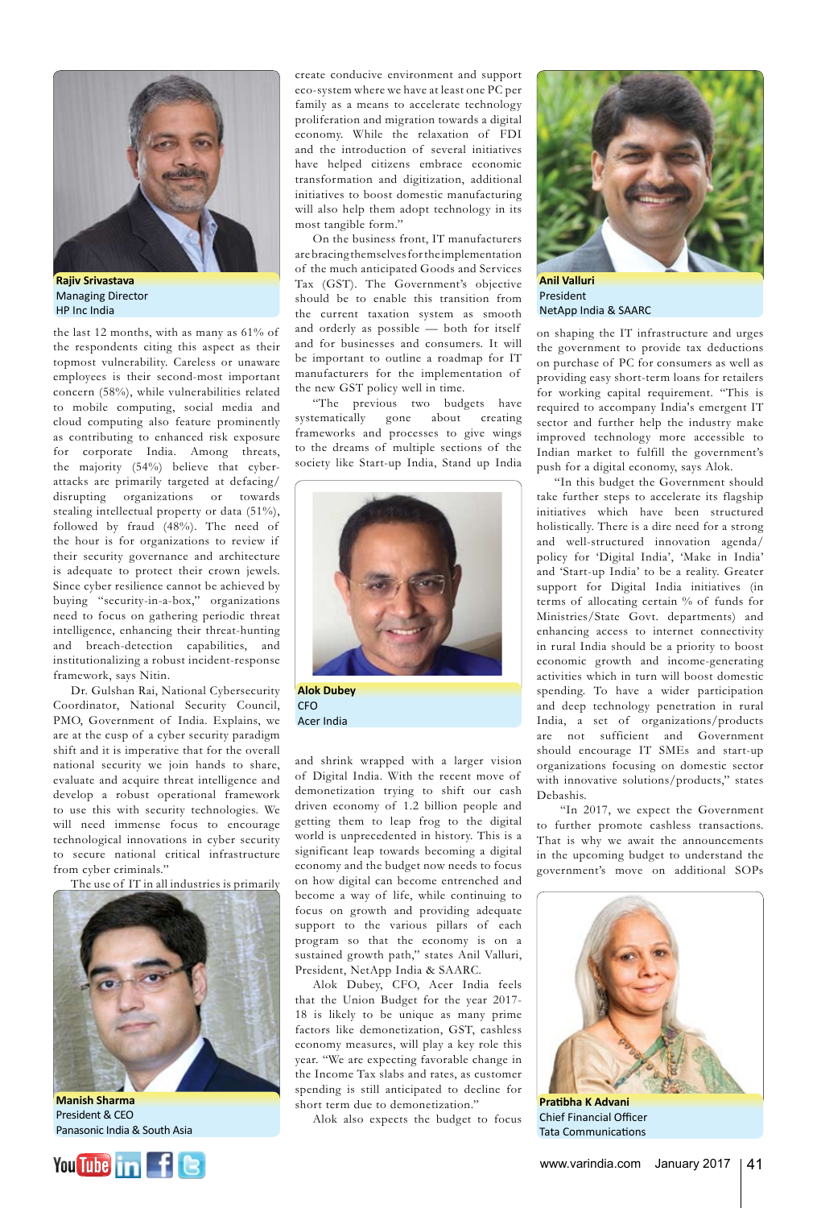**Rajiv Srivastava**
Managing Director
HP Inc India

the last 12 months, with as many as 61% of the respondents citing this aspect as their topmost vulnerability. Careless or unaware employees is their second-most important concern (58%), while vulnerabilities related to mobile computing, social media and cloud computing also feature prominently as contributing to enhanced risk exposure for corporate India. Among threats, the majority (54%) believe that cyber-attacks are primarily targeted at defacing/disrupting organizations or towards stealing intellectual property or data (51%), followed by fraud (48%). The need of the hour is for organizations to review if their security governance and architecture is adequate to protect their crown jewels. Since cyber resilience cannot be achieved by buying "security-in-a-box," organizations need to focus on gathering periodic threat intelligence, enhancing their threat-hunting and breach-detection capabilities, and institutionalizing a robust incident-response framework, says Nitin.

Dr. Gulshan Rai, National Cybersecurity Coordinator, National Security Council, PMO, Government of India. Explains, we are at the cusp of a cyber security paradigm shift and it is imperative that for the overall national security we join hands to share, evaluate and acquire threat intelligence and develop a robust operational framework to use this with security technologies. We will need immense focus to encourage technological innovations in cyber security to secure national critical infrastructure from cyber criminals."

The use of IT in all industries is primarily

**Manish Sharma**
President & CEO
Panasonic India & South Asia

create conducive environment and support eco-system where we have at least one PC per family as a means to accelerate technology proliferation and migration towards a digital economy. While the relaxation of FDI and the introduction of several initiatives have helped citizens embrace economic transformation and digitization, additional initiatives to boost domestic manufacturing will also help them adopt technology in its most tangible form."

On the business front, IT manufacturers are bracing themselves for the implementation of the much anticipated Goods and Services Tax (GST). The Government's objective should be to enable this transition from the current taxation system as smooth and orderly as possible — both for itself and for businesses and consumers. It will be important to outline a roadmap for IT manufacturers for the implementation of the new GST policy well in time.

"The previous two budgets have systematically gone about creating frameworks and processes to give wings to the dreams of multiple sections of the society like Start-up India, Stand up India

**Alok Dubey**
CFO
Acer India

and shrink wrapped with a larger vision of Digital India. With the recent move of demonetization trying to shift our cash driven economy of 1.2 billion people and getting them to leap frog to the digital world is unprecedented in history. This is a significant leap towards becoming a digital economy and the budget now needs to focus on how digital can become entrenched and become a way of life, while continuing to focus on growth and providing adequate support to the various pillars of each program so that the economy is on a sustained growth path," states Anil Valluri, President, NetApp India & SAARC.

Alok Dubey, CFO, Acer India feels that the Union Budget for the year 2017-18 is likely to be unique as many prime factors like demonetization, GST, cashless economy measures, will play a key role this year. "We are expecting favorable change in the Income Tax slabs and rates, as customer spending is still anticipated to decline for short term due to demonetization."

Alok also expects the budget to focus

**Anil Valluri**
President
NetApp India & SAARC

on shaping the IT infrastructure and urges the government to provide tax deductions on purchase of PC for consumers as well as providing easy short-term loans for retailers for working capital requirement. "This is required to accompany India's emergent IT sector and further help the industry make improved technology more accessible to the Indian market to fulfill the government's push for a digital economy, says Alok.

"In this budget the Government should take further steps to accelerate its flagship initiatives which have been structured holistically. There is a dire need for a strong and well-structured innovation agenda/policy for 'Digital India', 'Make in India' and 'Start-up India' to be a reality. Greater support for Digital India initiatives (in terms of allocating certain % of funds for Ministries/State Govt. departments) and enhancing access to internet connectivity in rural India should be a priority to boost economic growth and income-generating activities which in turn will boost domestic spending. To have a wider participation and deep technology penetration in rural India, a set of organizations/products are not sufficient and Government should encourage IT SMEs and start-up organizations focusing on domestic sector with innovative solutions/products," states Debashis.

"In 2017, we expect the Government to further promote cashless transactions. That is why we await the announcements in the upcoming budget to understand the government's move on additional SOPs

**Pratibha K Advani**
Chief Financial Officer
Tata Communications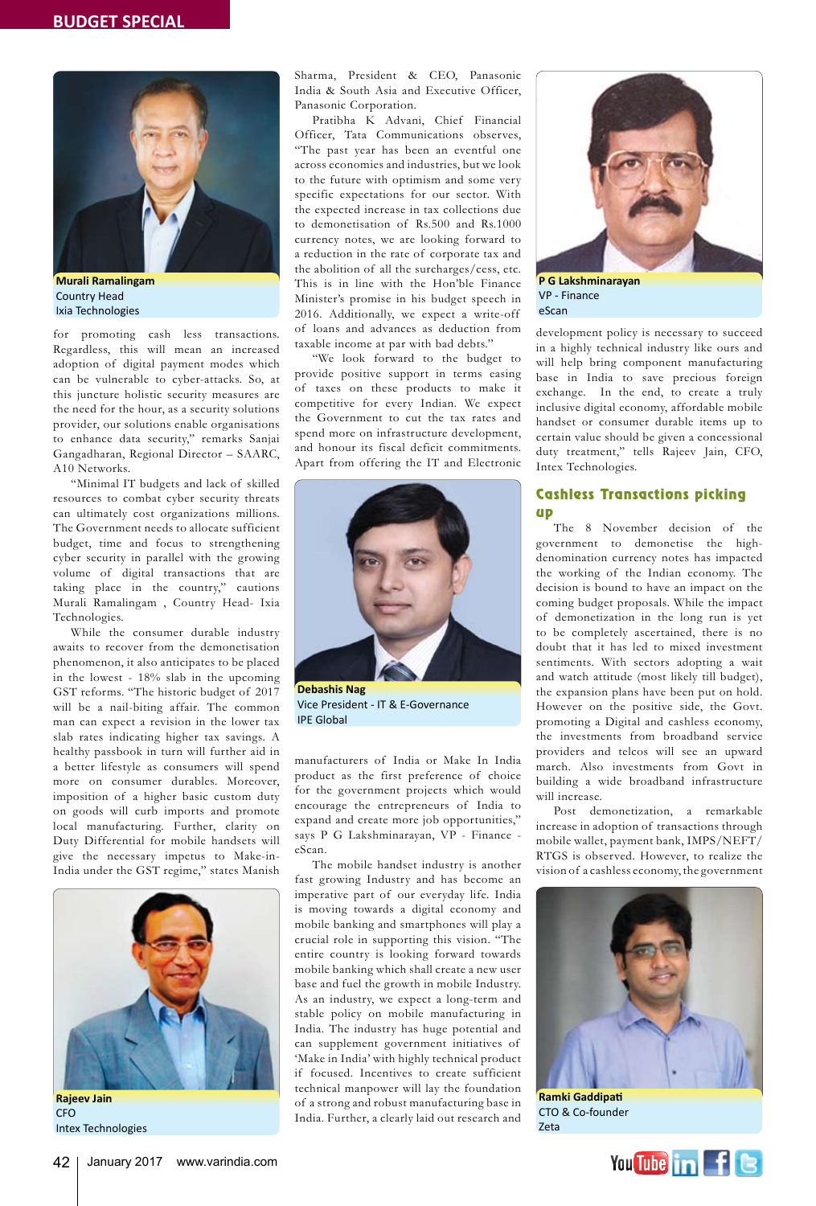Murali Ramalingam
Country Head
Ixia Technologies

for promoting cash less transactions. Regardless, this will mean an increased adoption of digital payment modes which can be vulnerable to cyber-attacks. So, at this juncture holistic security measures are the need for the hour, as a security solutions provider, our solutions enable organisations to enhance data security," remarks Sanjai Gangadharan, Regional Director – SAARC, A10 Networks.

"Minimal IT budgets and lack of skilled resources to combat cyber security threats can ultimately cost organizations millions. The Government needs to allocate sufficient budget, time and focus to strengthening cyber security in parallel with the growing volume of digital transactions that are taking place in the country," cautions Murali Ramalingam , Country Head- Ixia Technologies.

While the consumer durable industry awaits to recover from the demonetisation phenomenon, it also anticipates to be placed in the lowest - 18% slab in the upcoming GST reforms. "The historic budget of 2017 will be a nail-biting affair. The common man can expect a revision in the lower tax slab rates indicating higher tax savings. A healthy passbook in turn will further aid in a better lifestyle as consumers will spend more on consumer durables. Moreover, imposition of a higher basic custom duty on goods will curb imports and promote local manufacturing. Further, clarity on Duty Differential for mobile handsets will give the necessary impetus to Make-in-India under the GST regime," states Manish Sharma, President & CEO, Panasonic India & South Asia and Executive Officer, Panasonic Corporation.

Rajeev Jain
CFO
Intex Technologies

Pratibha K Advani, Chief Financial Officer, Tata Communications observes, "The past year has been an eventful one across economies and industries, but we look to the future with optimism and some very specific expectations for our sector. With the expected increase in tax collections due to demonetisation of Rs.500 and Rs.1000 currency notes, we are looking forward to a reduction in the rate of corporate tax and the abolition of all the surcharges/cess, etc. This is in line with the Hon'ble Finance Minister's promise in his budget speech in 2016. Additionally, we expect a write-off of loans and advances as deduction from taxable income at par with bad debts."

"We look forward to the budget to provide positive support in terms easing of taxes on these products to make it competitive for every Indian. We expect the Government to cut the tax rates and spend more on infrastructure development, and honour its fiscal deficit commitments. Apart from offering the IT and Electronic manufacturers of India or Make In India product as the first preference of choice for the government projects which would encourage the entrepreneurs of India to expand and create more job opportunities," says P G Lakshminarayan, VP - Finance - eScan.

Debashis Nag
Vice President - IT & E-Governance
IPE Global

The mobile handset industry is another fast growing Industry and has become an imperative part of our everyday life. India is moving towards a digital economy and mobile banking and smartphones will play a crucial role in supporting this vision. "The entire country is looking forward towards mobile banking which shall create a new user base and fuel the growth in mobile Industry. As an industry, we expect a long-term and stable policy on mobile manufacturing in India. The industry has huge potential and can supplement government initiatives of 'Make in India' with highly technical product if focused. Incentives to create sufficient technical manpower will lay the foundation of a strong and robust manufacturing base in India. Further, a clearly laid out research and development policy is necessary to succeed in a highly technical industry like ours and will help bring component manufacturing base in India to save precious foreign exchange. In the end, to create a truly inclusive digital economy, affordable mobile handset or consumer durable items up to certain value should be given a concessional duty treatment," tells Rajeev Jain, CFO, Intex Technologies.

P G Lakshminarayan
VP - Finance
eScan

## Cashless Transactions picking up

The 8 November decision of the government to demonetise the high-denomination currency notes has impacted the working of the Indian economy. The decision is bound to have an impact on the coming budget proposals. While the impact of demonetization in the long run is yet to be completely ascertained, there is no doubt that it has led to mixed investment sentiments. With sectors adopting a wait and watch attitude (most likely till budget), the expansion plans have been put on hold. However on the positive side, the Govt. promoting a Digital and cashless economy, the investments from broadband service providers and telcos will see an upward march. Also investments from Govt in building a wide broadband infrastructure will increase.

Post demonetization, a remarkable increase in adoption of transactions through mobile wallet, payment bank, IMPS/NEFT/RTGS is observed. However, to realize the vision of a cashless economy, the government

Ramki Gaddipati
CTO & Co-founder
Zeta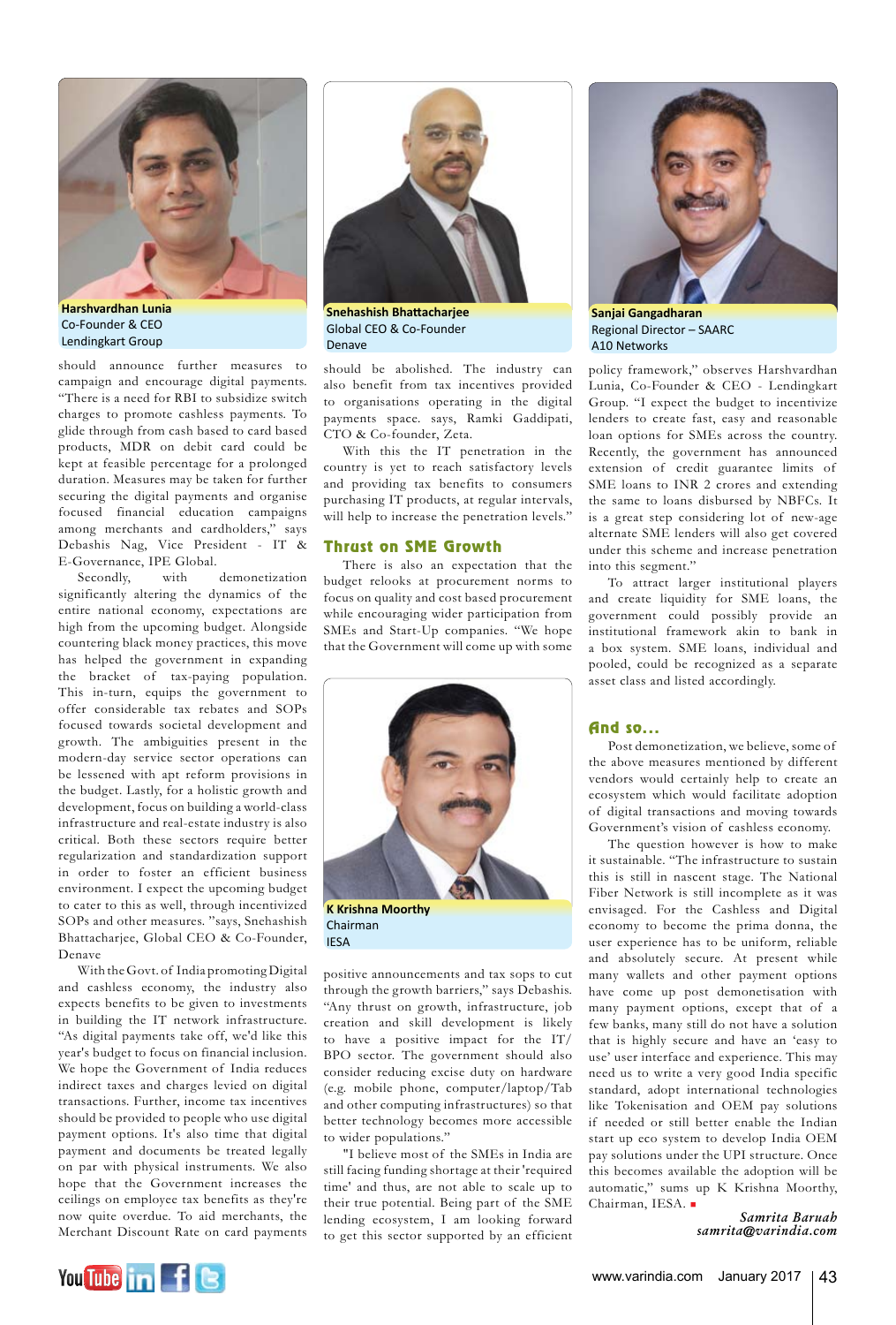Harshvardhan Lunia
Co-Founder & CEO
Lendingkart Group

should announce further measures to campaign and encourage digital payments. "There is a need for RBI to subsidize switch charges to promote cashless payments. To glide through from cash based to card based products, MDR on debit card could be kept at feasible percentage for a prolonged duration. Measures may be taken for further securing the digital payments and organise focused financial education campaigns among merchants and cardholders," says Debashis Nag, Vice President - IT & E-Governance, IPE Global.

Secondly, with demonetization significantly altering the dynamics of the entire national economy, expectations are high from the upcoming budget. Alongside countering black money practices, this move has helped the government in expanding the bracket of tax-paying population. This in-turn, equips the government to offer considerable tax rebates and SOPs focused towards societal development and growth. The ambiguities present in the modern-day service sector operations can be lessened with apt reform provisions in the budget. Lastly, for a holistic growth and development, focus on building a world-class infrastructure and real-estate industry is also critical. Both these sectors require better regularization and standardization support in order to foster an efficient business environment. I expect the upcoming budget to cater to this as well, through incentivized SOPs and other measures. "says, Snehashish Bhattacharjee, Global CEO & Co-Founder, Denave

With the Govt. of India promoting Digital and cashless economy, the industry also expects benefits to be given to investments in building the IT network infrastructure. "As digital payments take off, we'd like this year's budget to focus on financial inclusion. We hope the Government of India reduces indirect taxes and charges levied on digital transactions. Further, income tax incentives should be provided to people who use digital payment options. It's also time that digital payment and documents be treated legally on par with physical instruments. We also hope that the Government increases the ceilings on employee tax benefits as they're now quite overdue. To aid merchants, the Merchant Discount Rate on card payments

Snehashish Bhattacharjee
Global CEO & Co-Founder
Denave

should be abolished. The industry can also benefit from tax incentives provided to organisations operating in the digital payments space. says, Ramki Gaddipati, CTO & Co-founder, Zeta.

With this the IT penetration in the country is yet to reach satisfactory levels and providing tax benefits to consumers purchasing IT products, at regular intervals, will help to increase the penetration levels."

## Thrust on SME Growth

There is also an expectation that the budget relooks at procurement norms to focus on quality and cost based procurement while encouraging wider participation from SMEs and Start-Up companies. "We hope that the Government will come up with some

K Krishna Moorthy
Chairman
IESA

positive announcements and tax sops to cut through the growth barriers," says Debashis. "Any thrust on growth, infrastructure, job creation and skill development is likely to have a positive impact for the IT/ BPO sector. The government should also consider reducing excise duty on hardware (e.g. mobile phone, computer/laptop/Tab and other computing infrastructures) so that better technology becomes more accessible to wider populations."

"I believe most of the SMEs in India are still facing funding shortage at their 'required time' and thus, are not able to scale up to their true potential. Being part of the SME lending ecosystem, I am looking forward to get this sector supported by an efficient

Sanjai Gangadharan
Regional Director – SAARC
A10 Networks

policy framework," observes Harshvardhan Lunia, Co-Founder & CEO - Lendingkart Group. "I expect the budget to incentivize lenders to create fast, easy and reasonable loan options for SMEs across the country. Recently, the government has announced extension of credit guarantee limits of SME loans to INR 2 crores and extending the same to loans disbursed by NBFCs. It is a great step considering lot of new-age alternate SME lenders will also get covered under this scheme and increase penetration into this segment."

To attract larger institutional players and create liquidity for SME loans, the government could possibly provide an institutional framework akin to bank in a box system. SME loans, individual and pooled, could be recognized as a separate asset class and listed accordingly.

## And so...

Post demonetization, we believe, some of the above measures mentioned by different vendors would certainly help to create an ecosystem which would facilitate adoption of digital transactions and moving towards Government's vision of cashless economy.

The question however is how to make it sustainable. "The infrastructure to sustain this is still in nascent stage. The National Fiber Network is still incomplete as it was envisaged. For the Cashless and Digital economy to become the prima donna, the user experience has to be uniform, reliable and absolutely secure. At present while many wallets and other payment options have come up post demonetisation with many payment options, except that of a few banks, many still do not have a solution that is highly secure and have an 'easy to use' user interface and experience. This may need us to write a very good India specific standard, adopt international technologies like Tokenisation and OEM pay solutions if needed or still better enable the Indian start up eco system to develop India OEM pay solutions under the UPI structure. Once this becomes available the adoption will be automatic," sums up K Krishna Moorthy, Chairman, IESA. ■

*Samrita Baruah*
*samrita@varindia.com*